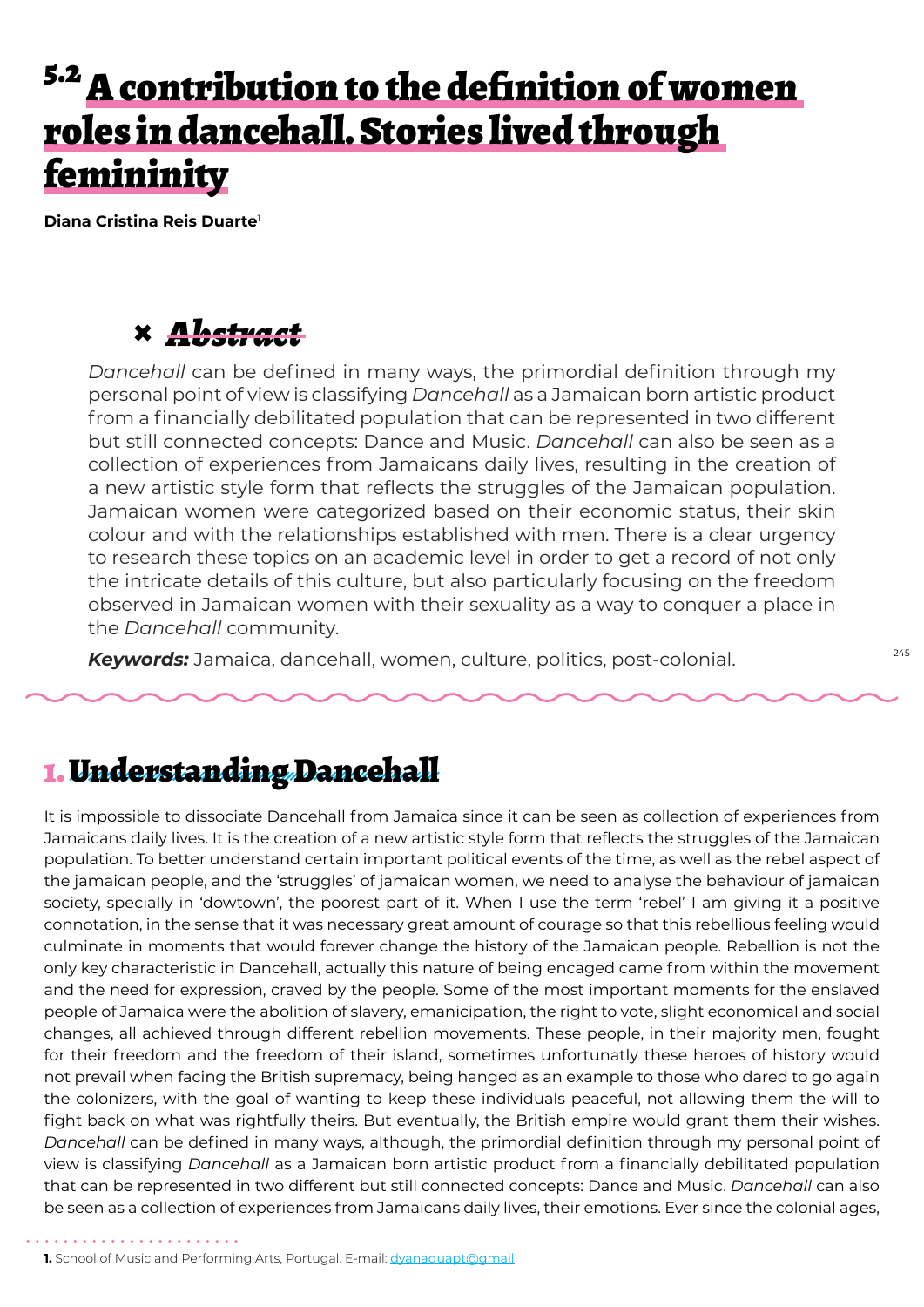# 5.2 A contribution to the definition of women roles in dancehall. Stories lived through femininity

**Diana Cristina Reis Duarte**[1]

## Abstract

*Dancehall* can be defined in many ways, the primordial definition through my personal point of view is classifying *Dancehall* as a Jamaican born artistic product from a financially debilitated population that can be represented in two different but still connected concepts: Dance and Music. *Dancehall* can also be seen as a collection of experiences from Jamaicans daily lives, resulting in the creation of a new artistic style form that reflects the struggles of the Jamaican population. Jamaican women were categorized based on their economic status, their skin colour and with the relationships established with men. There is a clear urgency to research these topics on an academic level in order to get a record of not only the intricate details of this culture, but also particularly focusing on the freedom observed in Jamaican women with their sexuality as a way to conquer a place in the *Dancehall* community.

***Keywords:*** Jamaica, dancehall, women, culture, politics, post-colonial.

## 1. Understanding Dancehall

It is impossible to dissociate Dancehall from Jamaica since it can be seen as collection of experiences from Jamaicans daily lives. It is the creation of a new artistic style form that reflects the struggles of the Jamaican population. To better understand certain important political events of the time, as well as the rebel aspect of the jamaican people, and the 'struggles' of jamaican women, we need to analyse the behaviour of jamaican society, specially in 'dowtown', the poorest part of it. When I use the term 'rebel' I am giving it a positive connotation, in the sense that it was necessary great amount of courage so that this rebellious feeling would culminate in moments that would forever change the history of the Jamaican people. Rebellion is not the only key characteristic in Dancehall, actually this nature of being encaged came from within the movement and the need for expression, craved by the people. Some of the most important moments for the enslaved people of Jamaica were the abolition of slavery, emanicipation, the right to vote, slight economical and social changes, all achieved through different rebellion movements. These people, in their majority men, fought for their freedom and the freedom of their island, sometimes unfortunatly these heroes of history would not prevail when facing the British supremacy, being hanged as an example to those who dared to go again the colonizers, with the goal of wanting to keep these individuals peaceful, not allowing them the will to fight back on what was rightfully theirs. But eventually, the British empire would grant them their wishes. *Dancehall* can be defined in many ways, although, the primordial definition through my personal point of view is classifying *Dancehall* as a Jamaican born artistic product from a financially debilitated population that can be represented in two different but still connected concepts: Dance and Music. *Dancehall* can also be seen as a collection of experiences from Jamaicans daily lives, their emotions. Ever since the colonial ages,

---

**1.** School of Music and Performing Arts, Portugal. E-mail: dyanaduapt@gmail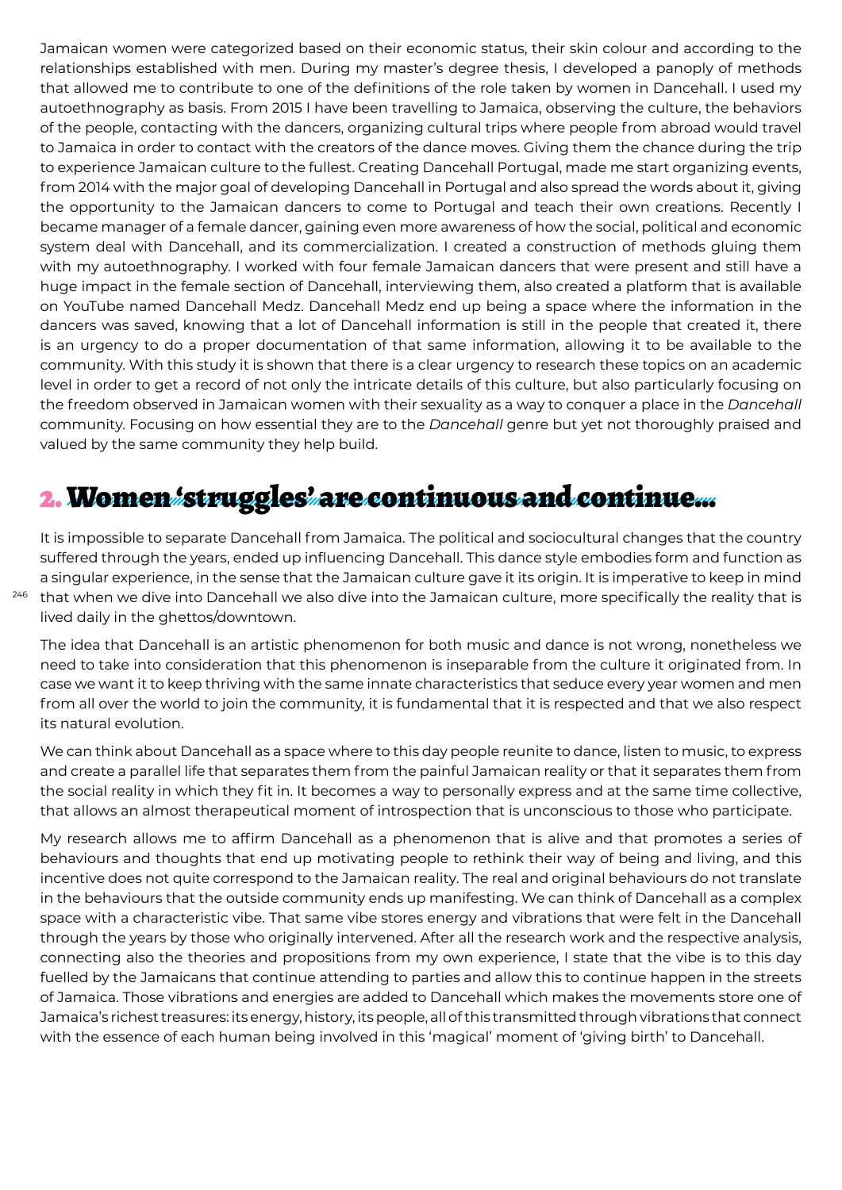Jamaican women were categorized based on their economic status, their skin colour and according to the relationships established with men. During my master's degree thesis, I developed a panoply of methods that allowed me to contribute to one of the definitions of the role taken by women in Dancehall. I used my autoethnography as basis. From 2015 I have been travelling to Jamaica, observing the culture, the behaviors of the people, contacting with the dancers, organizing cultural trips where people from abroad would travel to Jamaica in order to contact with the creators of the dance moves. Giving them the chance during the trip to experience Jamaican culture to the fullest. Creating Dancehall Portugal, made me start organizing events, from 2014 with the major goal of developing Dancehall in Portugal and also spread the words about it, giving the opportunity to the Jamaican dancers to come to Portugal and teach their own creations. Recently I became manager of a female dancer, gaining even more awareness of how the social, political and economic system deal with Dancehall, and its commercialization. I created a construction of methods gluing them with my autoethnography. I worked with four female Jamaican dancers that were present and still have a huge impact in the female section of Dancehall, interviewing them, also created a platform that is available on YouTube named Dancehall Medz. Dancehall Medz end up being a space where the information in the dancers was saved, knowing that a lot of Dancehall information is still in the people that created it, there is an urgency to do a proper documentation of that same information, allowing it to be available to the community. With this study it is shown that there is a clear urgency to research these topics on an academic level in order to get a record of not only the intricate details of this culture, but also particularly focusing on the freedom observed in Jamaican women with their sexuality as a way to conquer a place in the *Dancehall* community. Focusing on how essential they are to the *Dancehall* genre but yet not thoroughly praised and valued by the same community they help build.

## 2. Women 'struggles' are continuous and continue...

It is impossible to separate Dancehall from Jamaica. The political and sociocultural changes that the country suffered through the years, ended up influencing Dancehall. This dance style embodies form and function as a singular experience, in the sense that the Jamaican culture gave it its origin. It is imperative to keep in mind that when we dive into Dancehall we also dive into the Jamaican culture, more specifically the reality that is lived daily in the ghettos/downtown.

The idea that Dancehall is an artistic phenomenon for both music and dance is not wrong, nonetheless we need to take into consideration that this phenomenon is inseparable from the culture it originated from. In case we want it to keep thriving with the same innate characteristics that seduce every year women and men from all over the world to join the community, it is fundamental that it is respected and that we also respect its natural evolution.

We can think about Dancehall as a space where to this day people reunite to dance, listen to music, to express and create a parallel life that separates them from the painful Jamaican reality or that it separates them from the social reality in which they fit in. It becomes a way to personally express and at the same time collective, that allows an almost therapeutical moment of introspection that is unconscious to those who participate.

My research allows me to affirm Dancehall as a phenomenon that is alive and that promotes a series of behaviours and thoughts that end up motivating people to rethink their way of being and living, and this incentive does not quite correspond to the Jamaican reality. The real and original behaviours do not translate in the behaviours that the outside community ends up manifesting. We can think of Dancehall as a complex space with a characteristic vibe. That same vibe stores energy and vibrations that were felt in the Dancehall through the years by those who originally intervened. After all the research work and the respective analysis, connecting also the theories and propositions from my own experience, I state that the vibe is to this day fuelled by the Jamaicans that continue attending to parties and allow this to continue happen in the streets of Jamaica. Those vibrations and energies are added to Dancehall which makes the movements store one of Jamaica's richest treasures: its energy, history, its people, all of this transmitted through vibrations that connect with the essence of each human being involved in this 'magical' moment of 'giving birth' to Dancehall.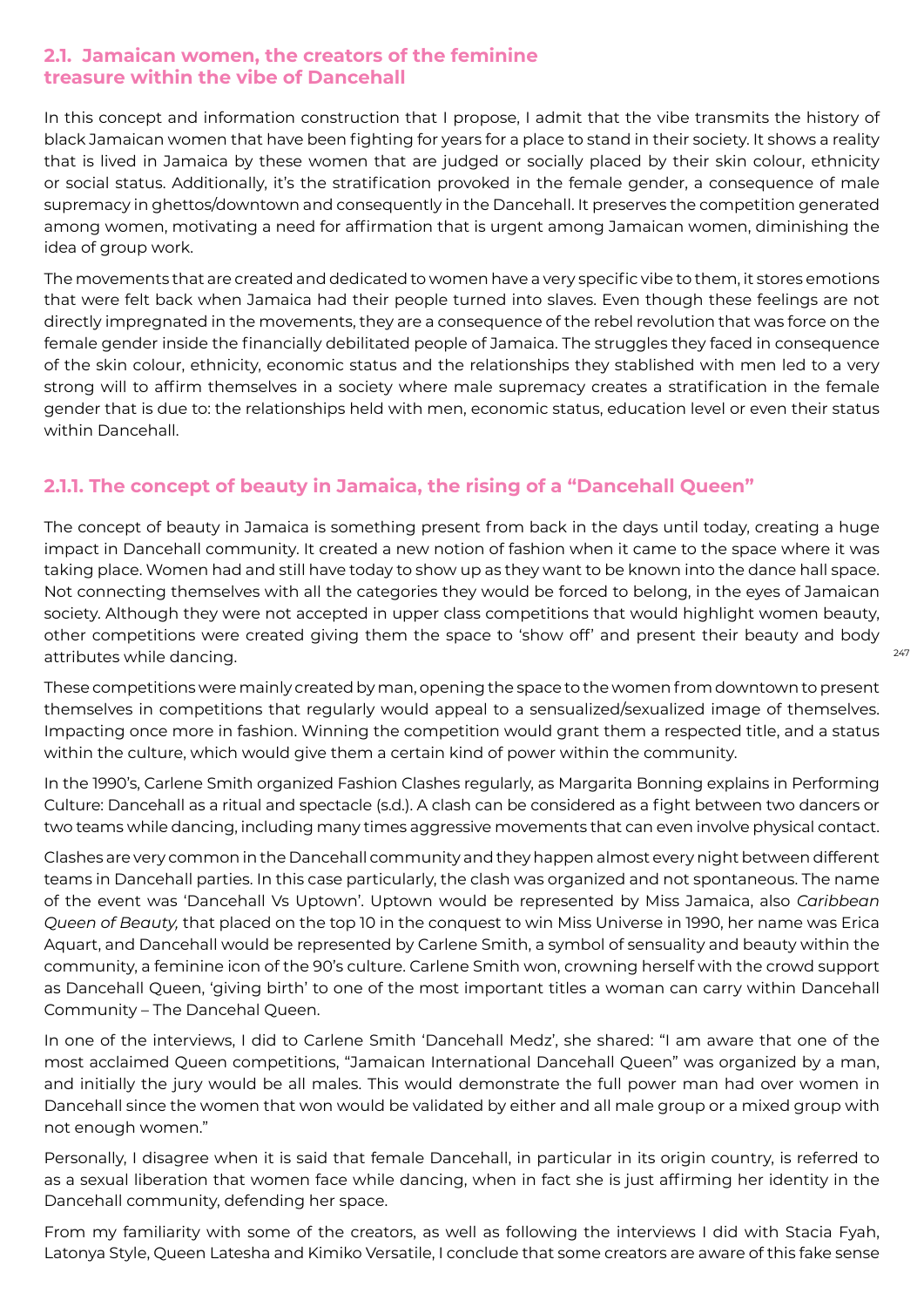### 2.1. Jamaican women, the creators of the feminine treasure within the vibe of Dancehall

In this concept and information construction that I propose, I admit that the vibe transmits the history of black Jamaican women that have been fighting for years for a place to stand in their society. It shows a reality that is lived in Jamaica by these women that are judged or socially placed by their skin colour, ethnicity or social status. Additionally, it's the stratification provoked in the female gender, a consequence of male supremacy in ghettos/downtown and consequently in the Dancehall. It preserves the competition generated among women, motivating a need for affirmation that is urgent among Jamaican women, diminishing the idea of group work.

The movements that are created and dedicated to women have a very specific vibe to them, it stores emotions that were felt back when Jamaica had their people turned into slaves. Even though these feelings are not directly impregnated in the movements, they are a consequence of the rebel revolution that was force on the female gender inside the financially debilitated people of Jamaica. The struggles they faced in consequence of the skin colour, ethnicity, economic status and the relationships they stablished with men led to a very strong will to affirm themselves in a society where male supremacy creates a stratification in the female gender that is due to: the relationships held with men, economic status, education level or even their status within Dancehall.

#### 2.1.1. The concept of beauty in Jamaica, the rising of a "Dancehall Queen"

The concept of beauty in Jamaica is something present from back in the days until today, creating a huge impact in Dancehall community. It created a new notion of fashion when it came to the space where it was taking place. Women had and still have today to show up as they want to be known into the dance hall space. Not connecting themselves with all the categories they would be forced to belong, in the eyes of Jamaican society. Although they were not accepted in upper class competitions that would highlight women beauty, other competitions were created giving them the space to 'show off' and present their beauty and body attributes while dancing.

These competitions were mainly created by man, opening the space to the women from downtown to present themselves in competitions that regularly would appeal to a sensualized/sexualized image of themselves. Impacting once more in fashion. Winning the competition would grant them a respected title, and a status within the culture, which would give them a certain kind of power within the community.

In the 1990's, Carlene Smith organized Fashion Clashes regularly, as Margarita Bonning explains in Performing Culture: Dancehall as a ritual and spectacle (s.d.). A clash can be considered as a fight between two dancers or two teams while dancing, including many times aggressive movements that can even involve physical contact.

Clashes are very common in the Dancehall community and they happen almost every night between different teams in Dancehall parties. In this case particularly, the clash was organized and not spontaneous. The name of the event was 'Dancehall Vs Uptown'. Uptown would be represented by Miss Jamaica, also *Caribbean Queen of Beauty,* that placed on the top 10 in the conquest to win Miss Universe in 1990, her name was Erica Aquart, and Dancehall would be represented by Carlene Smith, a symbol of sensuality and beauty within the community, a feminine icon of the 90's culture. Carlene Smith won, crowning herself with the crowd support as Dancehall Queen, 'giving birth' to one of the most important titles a woman can carry within Dancehall Community – The Dancehal Queen.

In one of the interviews, I did to Carlene Smith 'Dancehall Medz', she shared: "I am aware that one of the most acclaimed Queen competitions, "Jamaican International Dancehall Queen" was organized by a man, and initially the jury would be all males. This would demonstrate the full power man had over women in Dancehall since the women that won would be validated by either and all male group or a mixed group with not enough women."

Personally, I disagree when it is said that female Dancehall, in particular in its origin country, is referred to as a sexual liberation that women face while dancing, when in fact she is just affirming her identity in the Dancehall community, defending her space.

From my familiarity with some of the creators, as well as following the interviews I did with Stacia Fyah, Latonya Style, Queen Latesha and Kimiko Versatile, I conclude that some creators are aware of this fake sense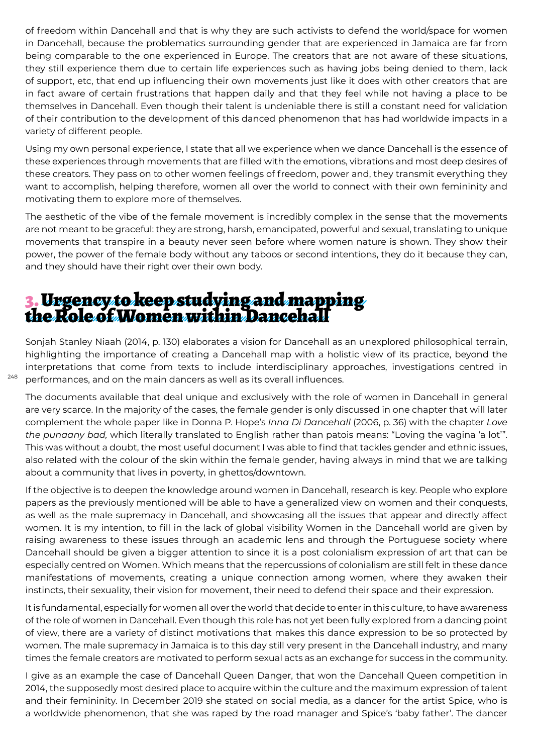of freedom within Dancehall and that is why they are such activists to defend the world/space for women in Dancehall, because the problematics surrounding gender that are experienced in Jamaica are far from being comparable to the one experienced in Europe. The creators that are not aware of these situations, they still experience them due to certain life experiences such as having jobs being denied to them, lack of support, etc, that end up influencing their own movements just like it does with other creators that are in fact aware of certain frustrations that happen daily and that they feel while not having a place to be themselves in Dancehall. Even though their talent is undeniable there is still a constant need for validation of their contribution to the development of this danced phenomenon that has had worldwide impacts in a variety of different people.

Using my own personal experience, I state that all we experience when we dance Dancehall is the essence of these experiences through movements that are filled with the emotions, vibrations and most deep desires of these creators. They pass on to other women feelings of freedom, power and, they transmit everything they want to accomplish, helping therefore, women all over the world to connect with their own femininity and motivating them to explore more of themselves.

The aesthetic of the vibe of the female movement is incredibly complex in the sense that the movements are not meant to be graceful: they are strong, harsh, emancipated, powerful and sexual, translating to unique movements that transpire in a beauty never seen before where women nature is shown. They show their power, the power of the female body without any taboos or second intentions, they do it because they can, and they should have their right over their own body.

## 3. Urgency to keep studying and mapping the Role of Women within Dancehall

Sonjah Stanley Niaah (2014, p. 130) elaborates a vision for Dancehall as an unexplored philosophical terrain, highlighting the importance of creating a Dancehall map with a holistic view of its practice, beyond the interpretations that come from texts to include interdisciplinary approaches, investigations centred in performances, and on the main dancers as well as its overall influences.

The documents available that deal unique and exclusively with the role of women in Dancehall in general are very scarce. In the majority of the cases, the female gender is only discussed in one chapter that will later complement the whole paper like in Donna P. Hope's *Inna Di Dancehall* (2006, p. 36) with the chapter *Love the punaany bad,* which literally translated to English rather than patois means: "Loving the vagina 'a lot'". This was without a doubt, the most useful document I was able to find that tackles gender and ethnic issues, also related with the colour of the skin within the female gender, having always in mind that we are talking about a community that lives in poverty, in ghettos/downtown.

If the objective is to deepen the knowledge around women in Dancehall, research is key. People who explore papers as the previously mentioned will be able to have a generalized view on women and their conquests, as well as the male supremacy in Dancehall, and showcasing all the issues that appear and directly affect women. It is my intention, to fill in the lack of global visibility Women in the Dancehall world are given by raising awareness to these issues through an academic lens and through the Portuguese society where Dancehall should be given a bigger attention to since it is a post colonialism expression of art that can be especially centred on Women. Which means that the repercussions of colonialism are still felt in these dance manifestations of movements, creating a unique connection among women, where they awaken their instincts, their sexuality, their vision for movement, their need to defend their space and their expression.

It is fundamental, especially for women all over the world that decide to enter in this culture, to have awareness of the role of women in Dancehall. Even though this role has not yet been fully explored from a dancing point of view, there are a variety of distinct motivations that makes this dance expression to be so protected by women. The male supremacy in Jamaica is to this day still very present in the Dancehall industry, and many times the female creators are motivated to perform sexual acts as an exchange for success in the community.

I give as an example the case of Dancehall Queen Danger, that won the Dancehall Queen competition in 2014, the supposedly most desired place to acquire within the culture and the maximum expression of talent and their femininity. In December 2019 she stated on social media, as a dancer for the artist Spice, who is a worldwide phenomenon, that she was raped by the road manager and Spice's 'baby father'. The dancer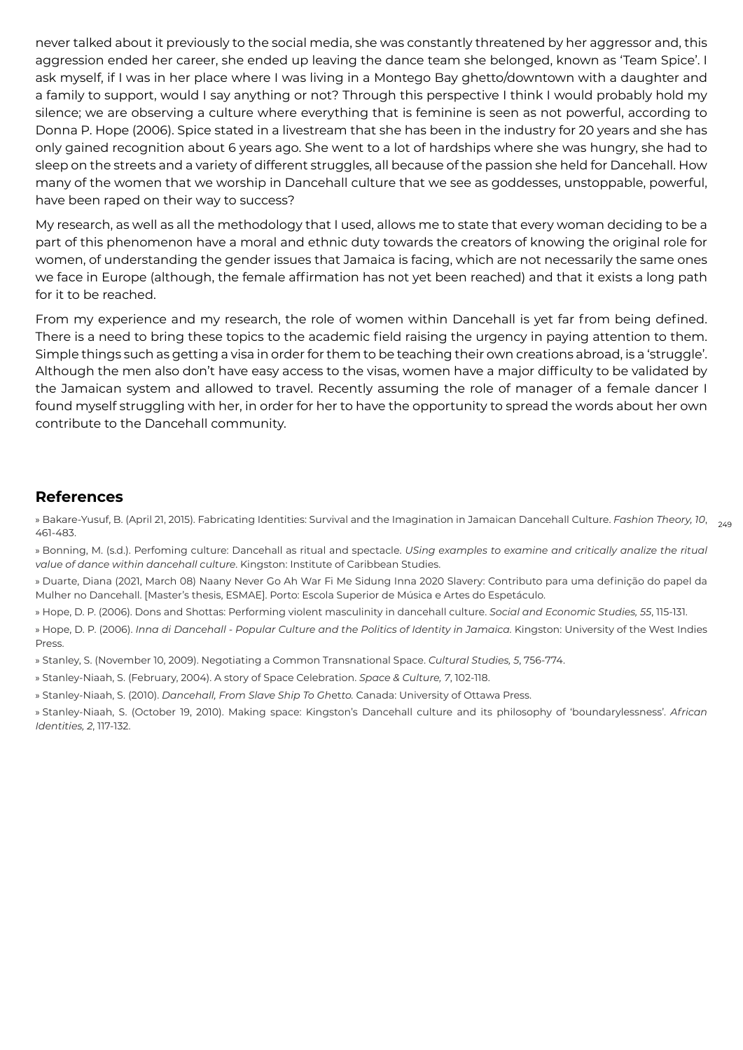never talked about it previously to the social media, she was constantly threatened by her aggressor and, this aggression ended her career, she ended up leaving the dance team she belonged, known as 'Team Spice'. I ask myself, if I was in her place where I was living in a Montego Bay ghetto/downtown with a daughter and a family to support, would I say anything or not? Through this perspective I think I would probably hold my silence; we are observing a culture where everything that is feminine is seen as not powerful, according to Donna P. Hope (2006). Spice stated in a livestream that she has been in the industry for 20 years and she has only gained recognition about 6 years ago. She went to a lot of hardships where she was hungry, she had to sleep on the streets and a variety of different struggles, all because of the passion she held for Dancehall. How many of the women that we worship in Dancehall culture that we see as goddesses, unstoppable, powerful, have been raped on their way to success?

My research, as well as all the methodology that I used, allows me to state that every woman deciding to be a part of this phenomenon have a moral and ethnic duty towards the creators of knowing the original role for women, of understanding the gender issues that Jamaica is facing, which are not necessarily the same ones we face in Europe (although, the female affirmation has not yet been reached) and that it exists a long path for it to be reached.

From my experience and my research, the role of women within Dancehall is yet far from being defined. There is a need to bring these topics to the academic field raising the urgency in paying attention to them. Simple things such as getting a visa in order for them to be teaching their own creations abroad, is a 'struggle'. Although the men also don't have easy access to the visas, women have a major difficulty to be validated by the Jamaican system and allowed to travel. Recently assuming the role of manager of a female dancer I found myself struggling with her, in order for her to have the opportunity to spread the words about her own contribute to the Dancehall community.

## References

» Bakare-Yusuf, B. (April 21, 2015). Fabricating Identities: Survival and the Imagination in Jamaican Dancehall Culture. *Fashion Theory, 10*, 461-483.

» Bonning, M. (s.d.). Perfoming culture: Dancehall as ritual and spectacle. *USing examples to examine and critically analize the ritual value of dance within dancehall culture*. Kingston: Institute of Caribbean Studies.

» Duarte, Diana (2021, March 08) Naany Never Go Ah War Fi Me Sidung Inna 2020 Slavery: Contributo para uma definição do papel da Mulher no Dancehall. [Master's thesis, ESMAE]. Porto: Escola Superior de Música e Artes do Espetáculo.

» Hope, D. P. (2006). Dons and Shottas: Performing violent masculinity in dancehall culture. *Social and Economic Studies, 55*, 115-131.

» Hope, D. P. (2006). *Inna di Dancehall - Popular Culture and the Politics of Identity in Jamaica.* Kingston: University of the West Indies Press.

» Stanley, S. (November 10, 2009). Negotiating a Common Transnational Space. *Cultural Studies, 5*, 756-774.

» Stanley-Niaah, S. (February, 2004). A story of Space Celebration. *Space & Culture, 7*, 102-118.

» Stanley-Niaah, S. (2010). *Dancehall, From Slave Ship To Ghetto.* Canada: University of Ottawa Press.

» Stanley-Niaah, S. (October 19, 2010). Making space: Kingston's Dancehall culture and its philosophy of 'boundarylessness'. *African Identities, 2*, 117-132.